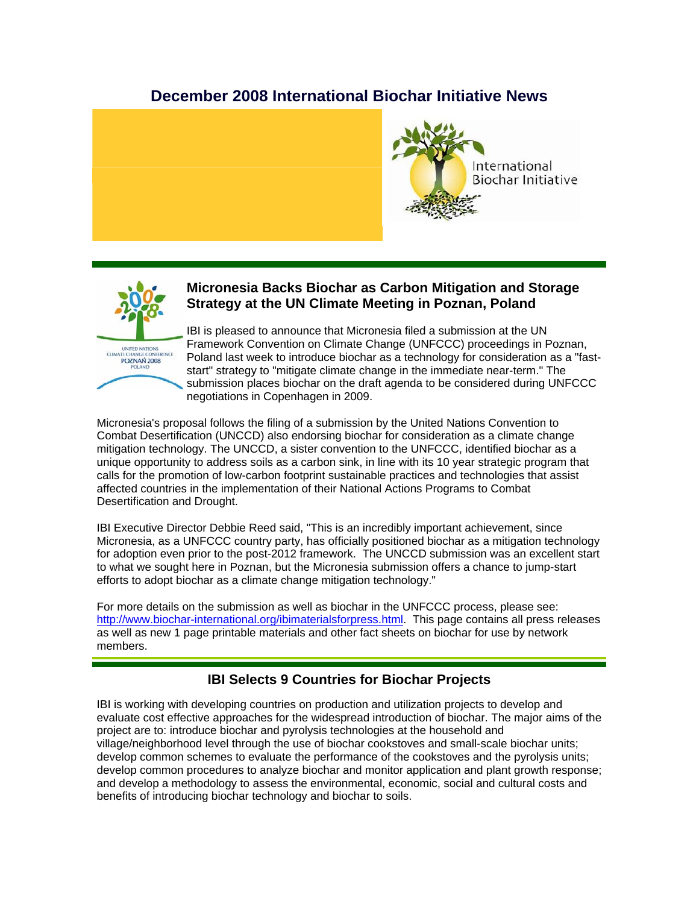# December 2008 International Biochar Initiative News

## Micronesia Backs Biochar as Carbon Mitigation and Storage Strategy at the UN Climate Meeting in Poznan, Poland

IBI is pleased to announce that Micronesia filed a submission at the UN Framework Convention on Climate Change (UNFCCC) proceedings in Poznan, Poland last week to introduce biochar as a technology for consideration as a "fast-start" strategy to "mitigate climate change in the immediate near-term." The submission places biochar on the draft agenda to be considered during UNFCCC negotiations in Copenhagen in 2009.

Micronesia's proposal follows the filing of a submission by the United Nations Convention to Combat Desertification (UNCCD) also endorsing biochar for consideration as a climate change mitigation technology. The UNCCD, a sister convention to the UNFCCC, identified biochar as a unique opportunity to address soils as a carbon sink, in line with its 10 year strategic program that calls for the promotion of low-carbon footprint sustainable practices and technologies that assist affected countries in the implementation of their National Actions Programs to Combat Desertification and Drought.

IBI Executive Director Debbie Reed said, "This is an incredibly important achievement, since Micronesia, as a UNFCCC country party, has officially positioned biochar as a mitigation technology for adoption even prior to the post-2012 framework. The UNCCD submission was an excellent start to what we sought here in Poznan, but the Micronesia submission offers a chance to jump-start efforts to adopt biochar as a climate change mitigation technology."

For more details on the submission as well as biochar in the UNFCCC process, please see: http://www.biochar-international.org/ibimaterialsforpress.html. This page contains all press releases as well as new 1 page printable materials and other fact sheets on biochar for use by network members.

## IBI Selects 9 Countries for Biochar Projects

IBI is working with developing countries on production and utilization projects to develop and evaluate cost effective approaches for the widespread introduction of biochar. The major aims of the project are to: introduce biochar and pyrolysis technologies at the household and village/neighborhood level through the use of biochar cookstoves and small-scale biochar units; develop common schemes to evaluate the performance of the cookstoves and the pyrolysis units; develop common procedures to analyze biochar and monitor application and plant growth response; and develop a methodology to assess the environmental, economic, social and cultural costs and benefits of introducing biochar technology and biochar to soils.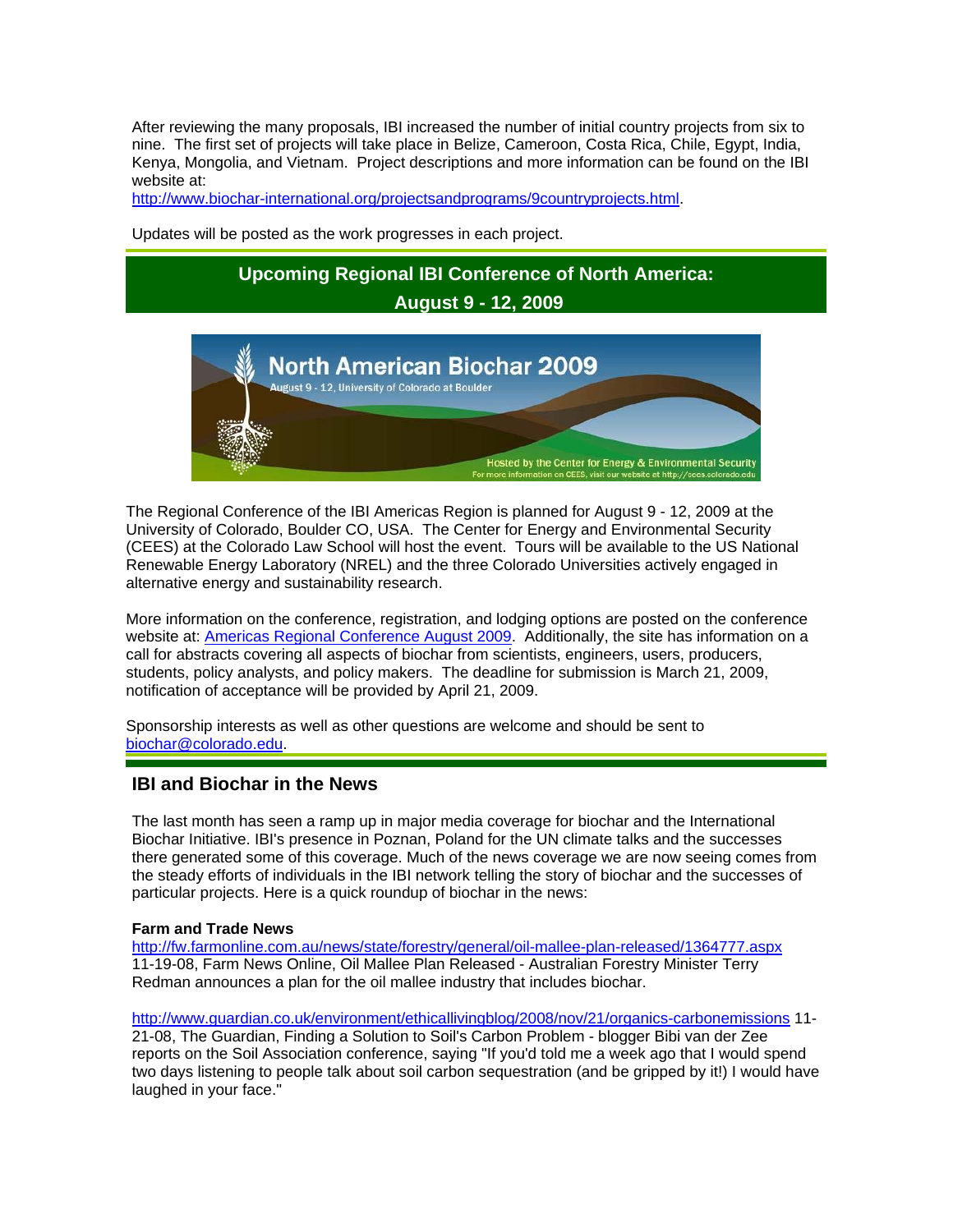After reviewing the many proposals, IBI increased the number of initial country projects from six to nine. The first set of projects will take place in Belize, Cameroon, Costa Rica, Chile, Egypt, India, Kenya, Mongolia, and Vietnam. Project descriptions and more information can be found on the IBI website at:
http://www.biochar-international.org/projectsandprograms/9countryprojects.html.

Updates will be posted as the work progresses in each project.

## Upcoming Regional IBI Conference of North America: August 9 - 12, 2009

North American Biochar 2009
August 9 - 12, University of Colorado at Boulder
Hosted by the Center for Energy & Environmental Security
For more information on CEES, visit our website at http://cees.colorado.edu

The Regional Conference of the IBI Americas Region is planned for August 9 - 12, 2009 at the University of Colorado, Boulder CO, USA. The Center for Energy and Environmental Security (CEES) at the Colorado Law School will host the event. Tours will be available to the US National Renewable Energy Laboratory (NREL) and the three Colorado Universities actively engaged in alternative energy and sustainability research.

More information on the conference, registration, and lodging options are posted on the conference website at: Americas Regional Conference August 2009. Additionally, the site has information on a call for abstracts covering all aspects of biochar from scientists, engineers, users, producers, students, policy analysts, and policy makers. The deadline for submission is March 21, 2009, notification of acceptance will be provided by April 21, 2009.

Sponsorship interests as well as other questions are welcome and should be sent to biochar@colorado.edu.

## IBI and Biochar in the News

The last month has seen a ramp up in major media coverage for biochar and the International Biochar Initiative. IBI's presence in Poznan, Poland for the UN climate talks and the successes there generated some of this coverage. Much of the news coverage we are now seeing comes from the steady efforts of individuals in the IBI network telling the story of biochar and the successes of particular projects. Here is a quick roundup of biochar in the news:

**Farm and Trade News**

http://fw.farmonline.com.au/news/state/forestry/general/oil-mallee-plan-released/1364777.aspx 11-19-08, Farm News Online, Oil Mallee Plan Released - Australian Forestry Minister Terry Redman announces a plan for the oil mallee industry that includes biochar.

http://www.guardian.co.uk/environment/ethicallivingblog/2008/nov/21/organics-carbonemissions 11-21-08, The Guardian, Finding a Solution to Soil's Carbon Problem - blogger Bibi van der Zee reports on the Soil Association conference, saying "If you'd told me a week ago that I would spend two days listening to people talk about soil carbon sequestration (and be gripped by it!) I would have laughed in your face."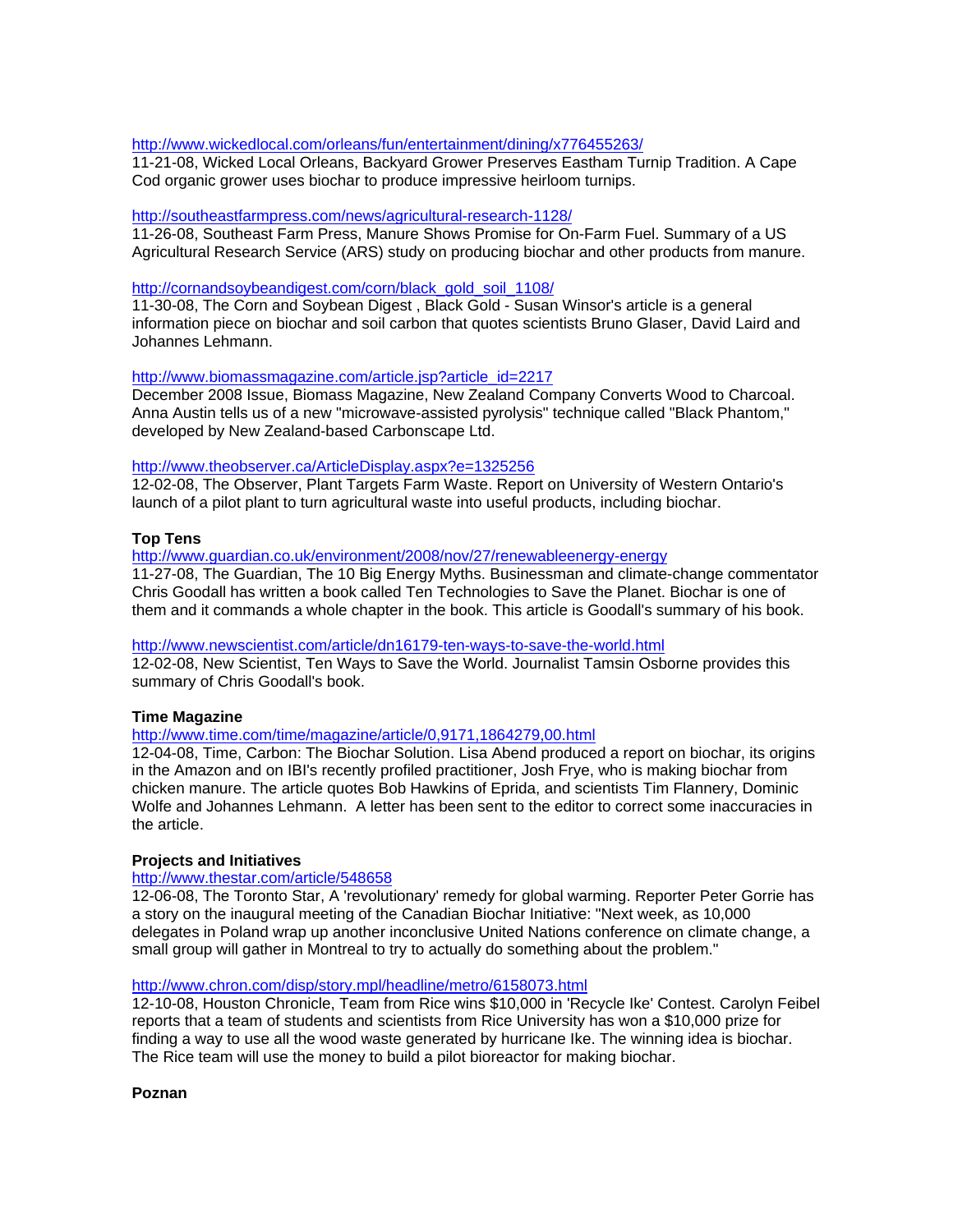http://www.wickedlocal.com/orleans/fun/entertainment/dining/x776455263/
11-21-08, Wicked Local Orleans, Backyard Grower Preserves Eastham Turnip Tradition. A Cape Cod organic grower uses biochar to produce impressive heirloom turnips.

http://southeastfarmpress.com/news/agricultural-research-1128/
11-26-08, Southeast Farm Press, Manure Shows Promise for On-Farm Fuel. Summary of a US Agricultural Research Service (ARS) study on producing biochar and other products from manure.

http://cornandsoybeandigest.com/corn/black_gold_soil_1108/
11-30-08, The Corn and Soybean Digest , Black Gold - Susan Winsor's article is a general information piece on biochar and soil carbon that quotes scientists Bruno Glaser, David Laird and Johannes Lehmann.

http://www.biomassmagazine.com/article.jsp?article_id=2217
December 2008 Issue, Biomass Magazine, New Zealand Company Converts Wood to Charcoal. Anna Austin tells us of a new "microwave-assisted pyrolysis" technique called "Black Phantom," developed by New Zealand-based Carbonscape Ltd.

http://www.theobserver.ca/ArticleDisplay.aspx?e=1325256
12-02-08, The Observer, Plant Targets Farm Waste. Report on University of Western Ontario's launch of a pilot plant to turn agricultural waste into useful products, including biochar.

**Top Tens**
http://www.guardian.co.uk/environment/2008/nov/27/renewableenergy-energy
11-27-08, The Guardian, The 10 Big Energy Myths. Businessman and climate-change commentator Chris Goodall has written a book called Ten Technologies to Save the Planet. Biochar is one of them and it commands a whole chapter in the book. This article is Goodall's summary of his book.

http://www.newscientist.com/article/dn16179-ten-ways-to-save-the-world.html
12-02-08, New Scientist, Ten Ways to Save the World. Journalist Tamsin Osborne provides this summary of Chris Goodall's book.

**Time Magazine**
http://www.time.com/time/magazine/article/0,9171,1864279,00.html
12-04-08, Time, Carbon: The Biochar Solution. Lisa Abend produced a report on biochar, its origins in the Amazon and on IBI's recently profiled practitioner, Josh Frye, who is making biochar from chicken manure. The article quotes Bob Hawkins of Eprida, and scientists Tim Flannery, Dominic Wolfe and Johannes Lehmann. A letter has been sent to the editor to correct some inaccuracies in the article.

**Projects and Initiatives**
http://www.thestar.com/article/548658
12-06-08, The Toronto Star, A 'revolutionary' remedy for global warming. Reporter Peter Gorrie has a story on the inaugural meeting of the Canadian Biochar Initiative: "Next week, as 10,000 delegates in Poland wrap up another inconclusive United Nations conference on climate change, a small group will gather in Montreal to try to actually do something about the problem."

http://www.chron.com/disp/story.mpl/headline/metro/6158073.html
12-10-08, Houston Chronicle, Team from Rice wins $10,000 in 'Recycle Ike' Contest. Carolyn Feibel reports that a team of students and scientists from Rice University has won a $10,000 prize for finding a way to use all the wood waste generated by hurricane Ike. The winning idea is biochar. The Rice team will use the money to build a pilot bioreactor for making biochar.

**Poznan**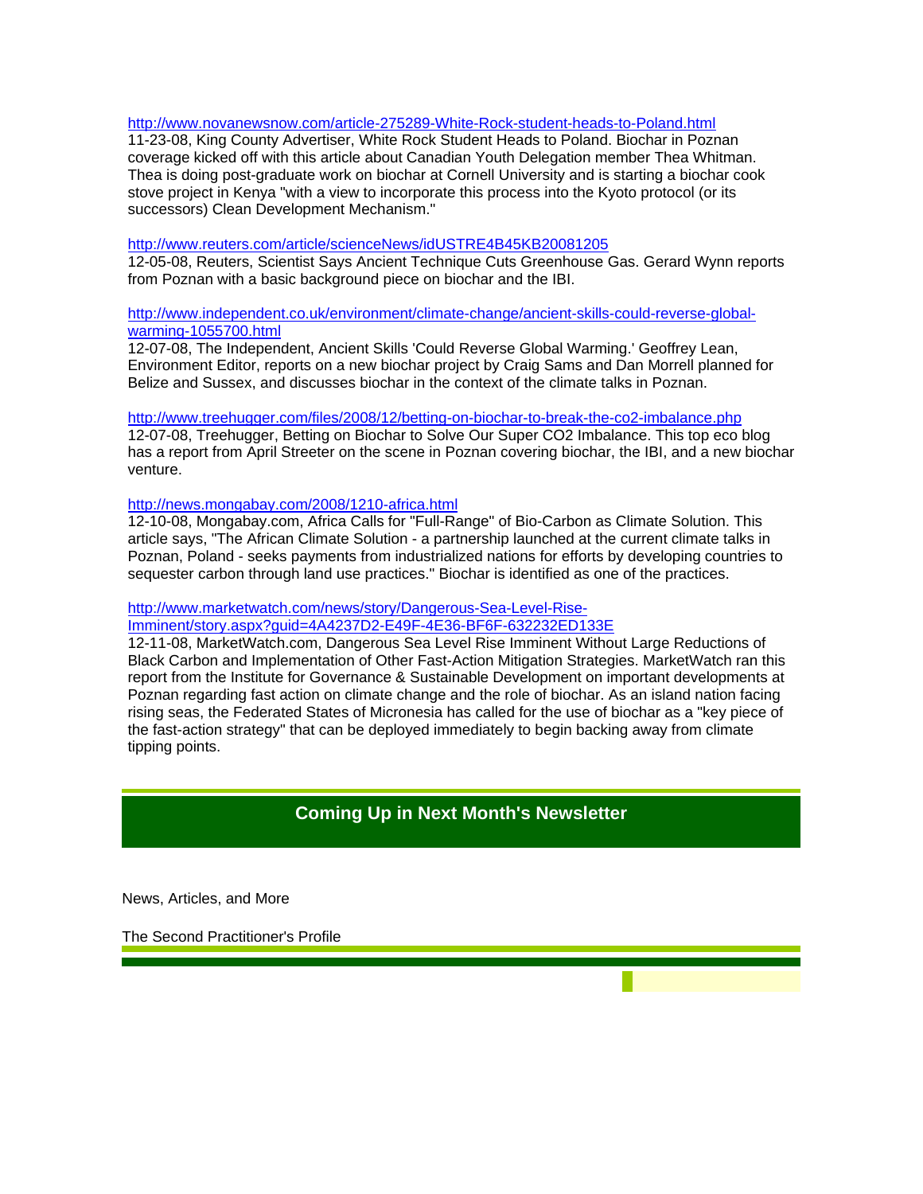http://www.novanewsnow.com/article-275289-White-Rock-student-heads-to-Poland.html
11-23-08, King County Advertiser, White Rock Student Heads to Poland. Biochar in Poznan coverage kicked off with this article about Canadian Youth Delegation member Thea Whitman. Thea is doing post-graduate work on biochar at Cornell University and is starting a biochar cook stove project in Kenya "with a view to incorporate this process into the Kyoto protocol (or its successors) Clean Development Mechanism."

http://www.reuters.com/article/scienceNews/idUSTRE4B45KB20081205
12-05-08, Reuters, Scientist Says Ancient Technique Cuts Greenhouse Gas. Gerard Wynn reports from Poznan with a basic background piece on biochar and the IBI.

http://www.independent.co.uk/environment/climate-change/ancient-skills-could-reverse-global-warming-1055700.html
12-07-08, The Independent, Ancient Skills 'Could Reverse Global Warming.' Geoffrey Lean, Environment Editor, reports on a new biochar project by Craig Sams and Dan Morrell planned for Belize and Sussex, and discusses biochar in the context of the climate talks in Poznan.

http://www.treehugger.com/files/2008/12/betting-on-biochar-to-break-the-co2-imbalance.php
12-07-08, Treehugger, Betting on Biochar to Solve Our Super CO2 Imbalance. This top eco blog has a report from April Streeter on the scene in Poznan covering biochar, the IBI, and a new biochar venture.

http://news.mongabay.com/2008/1210-africa.html
12-10-08, Mongabay.com, Africa Calls for "Full-Range" of Bio-Carbon as Climate Solution. This article says, "The African Climate Solution - a partnership launched at the current climate talks in Poznan, Poland - seeks payments from industrialized nations for efforts by developing countries to sequester carbon through land use practices." Biochar is identified as one of the practices.

http://www.marketwatch.com/news/story/Dangerous-Sea-Level-Rise-Imminent/story.aspx?guid=4A4237D2-E49F-4E36-BF6F-632232ED133E
12-11-08, MarketWatch.com, Dangerous Sea Level Rise Imminent Without Large Reductions of Black Carbon and Implementation of Other Fast-Action Mitigation Strategies. MarketWatch ran this report from the Institute for Governance & Sustainable Development on important developments at Poznan regarding fast action on climate change and the role of biochar. As an island nation facing rising seas, the Federated States of Micronesia has called for the use of biochar as a "key piece of the fast-action strategy" that can be deployed immediately to begin backing away from climate tipping points.

## Coming Up in Next Month's Newsletter

News, Articles, and More

The Second Practitioner's Profile